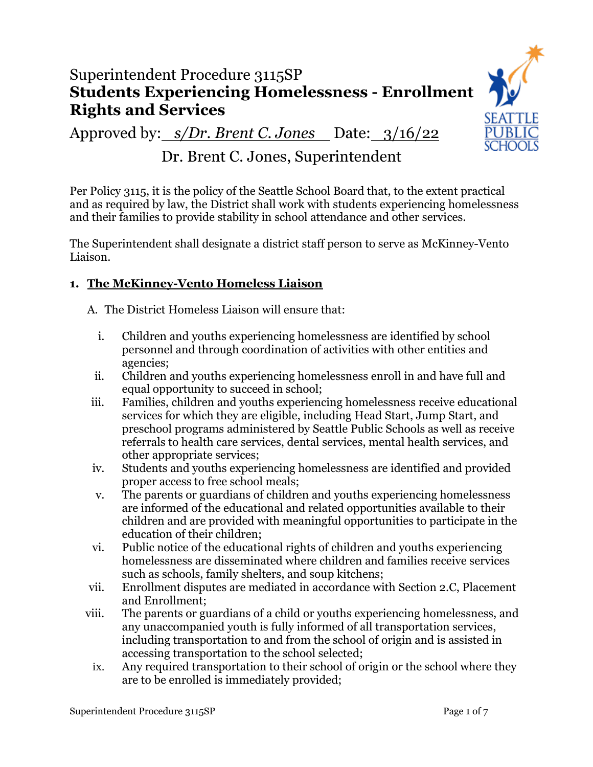# Superintendent Procedure 3115SP
## Students Experiencing Homelessness - Enrollment Rights and Services

Approved by: _s/Dr. Brent C. Jones_ Date: _3/16/22_

Dr. Brent C. Jones, Superintendent

Per Policy 3115, it is the policy of the Seattle School Board that, to the extent practical and as required by law, the District shall work with students experiencing homelessness and their families to provide stability in school attendance and other services.

The Superintendent shall designate a district staff person to serve as McKinney-Vento Liaison.

### 1. The McKinney-Vento Homeless Liaison

A. The District Homeless Liaison will ensure that:

i. Children and youths experiencing homelessness are identified by school personnel and through coordination of activities with other entities and agencies;

ii. Children and youths experiencing homelessness enroll in and have full and equal opportunity to succeed in school;

iii. Families, children and youths experiencing homelessness receive educational services for which they are eligible, including Head Start, Jump Start, and preschool programs administered by Seattle Public Schools as well as receive referrals to health care services, dental services, mental health services, and other appropriate services;

iv. Students and youths experiencing homelessness are identified and provided proper access to free school meals;

v. The parents or guardians of children and youths experiencing homelessness are informed of the educational and related opportunities available to their children and are provided with meaningful opportunities to participate in the education of their children;

vi. Public notice of the educational rights of children and youths experiencing homelessness are disseminated where children and families receive services such as schools, family shelters, and soup kitchens;

vii. Enrollment disputes are mediated in accordance with Section 2.C, Placement and Enrollment;

viii. The parents or guardians of a child or youths experiencing homelessness, and any unaccompanied youth is fully informed of all transportation services, including transportation to and from the school of origin and is assisted in accessing transportation to the school selected;

ix. Any required transportation to their school of origin or the school where they are to be enrolled is immediately provided;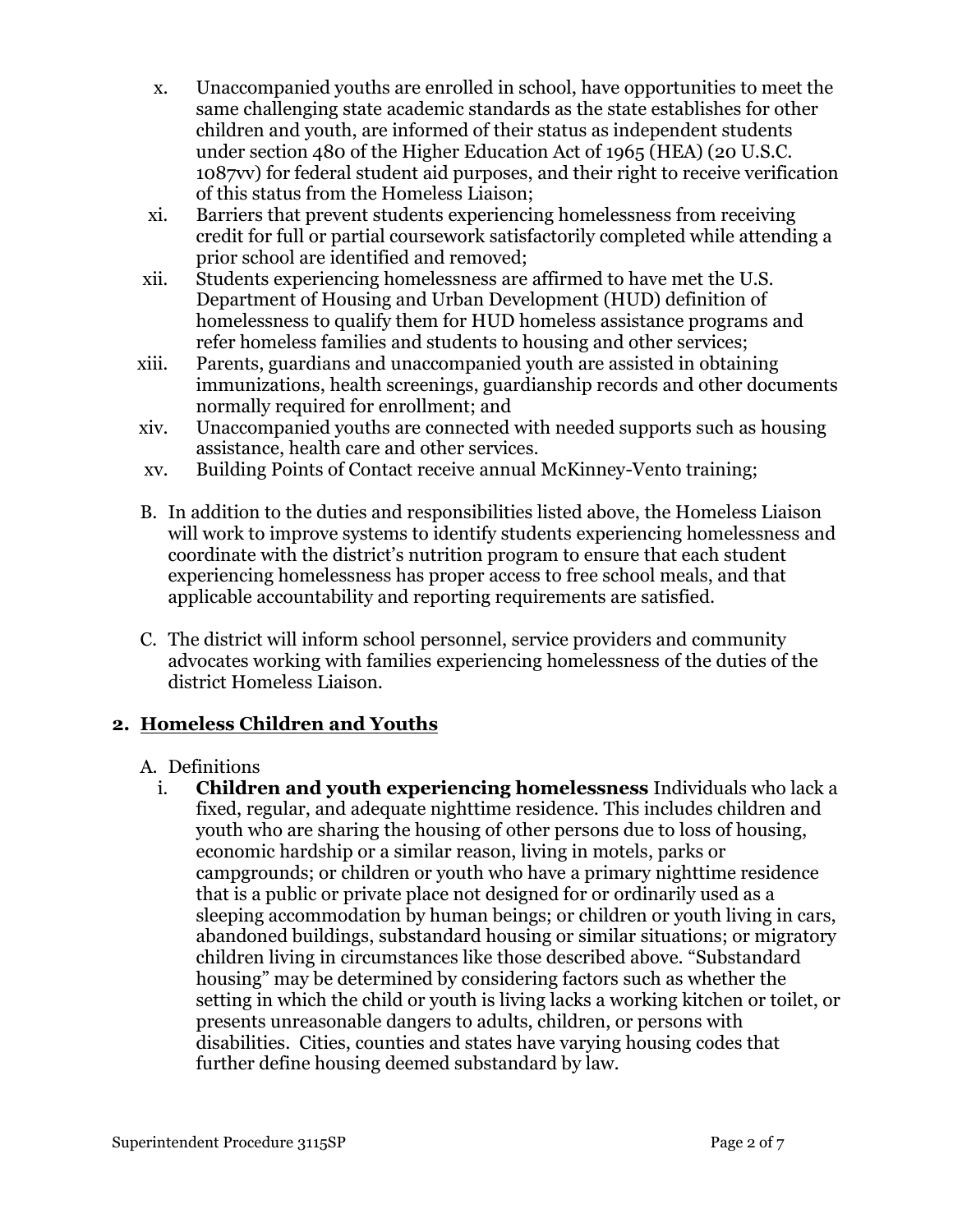x. Unaccompanied youths are enrolled in school, have opportunities to meet the same challenging state academic standards as the state establishes for other children and youth, are informed of their status as independent students under section 480 of the Higher Education Act of 1965 (HEA) (20 U.S.C. 1087vv) for federal student aid purposes, and their right to receive verification of this status from the Homeless Liaison;

xi. Barriers that prevent students experiencing homelessness from receiving credit for full or partial coursework satisfactorily completed while attending a prior school are identified and removed;

xii. Students experiencing homelessness are affirmed to have met the U.S. Department of Housing and Urban Development (HUD) definition of homelessness to qualify them for HUD homeless assistance programs and refer homeless families and students to housing and other services;

xiii. Parents, guardians and unaccompanied youth are assisted in obtaining immunizations, health screenings, guardianship records and other documents normally required for enrollment; and

xiv. Unaccompanied youths are connected with needed supports such as housing assistance, health care and other services.

xv. Building Points of Contact receive annual McKinney-Vento training;

B. In addition to the duties and responsibilities listed above, the Homeless Liaison will work to improve systems to identify students experiencing homelessness and coordinate with the district's nutrition program to ensure that each student experiencing homelessness has proper access to free school meals, and that applicable accountability and reporting requirements are satisfied.

C. The district will inform school personnel, service providers and community advocates working with families experiencing homelessness of the duties of the district Homeless Liaison.

## 2. Homeless Children and Youths

A. Definitions

i. **Children and youth experiencing homelessness** Individuals who lack a fixed, regular, and adequate nighttime residence. This includes children and youth who are sharing the housing of other persons due to loss of housing, economic hardship or a similar reason, living in motels, parks or campgrounds; or children or youth who have a primary nighttime residence that is a public or private place not designed for or ordinarily used as a sleeping accommodation by human beings; or children or youth living in cars, abandoned buildings, substandard housing or similar situations; or migratory children living in circumstances like those described above. "Substandard housing" may be determined by considering factors such as whether the setting in which the child or youth is living lacks a working kitchen or toilet, or presents unreasonable dangers to adults, children, or persons with disabilities. Cities, counties and states have varying housing codes that further define housing deemed substandard by law.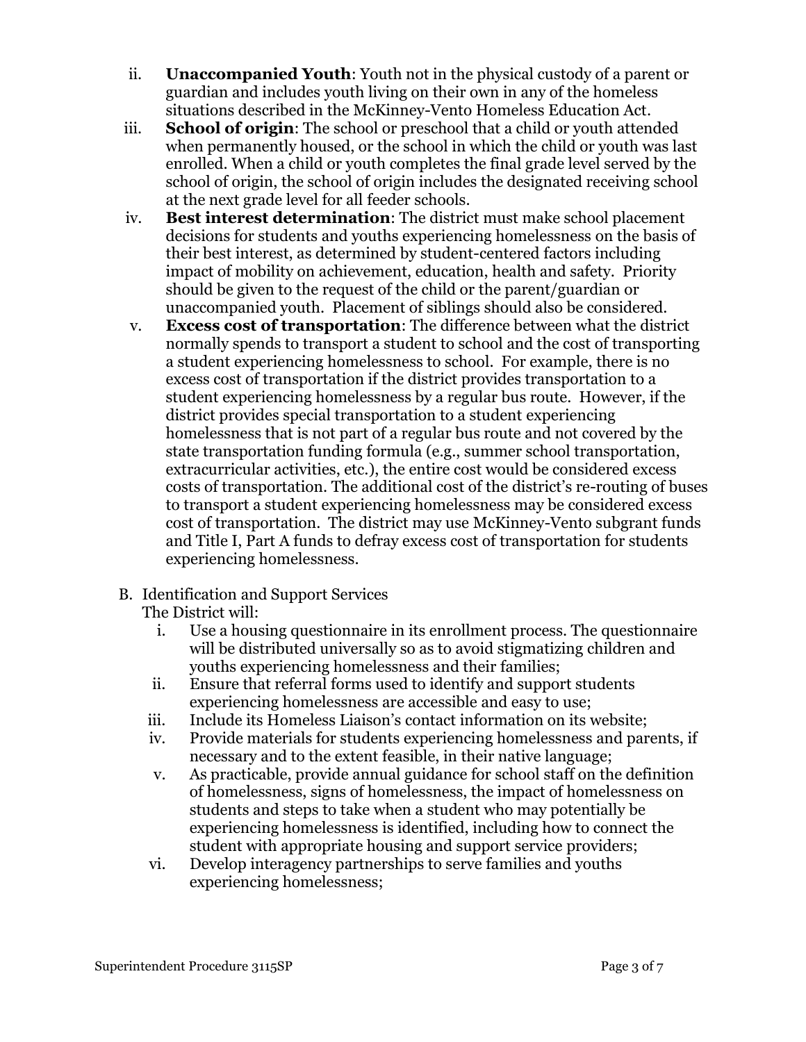ii. **Unaccompanied Youth**: Youth not in the physical custody of a parent or guardian and includes youth living on their own in any of the homeless situations described in the McKinney-Vento Homeless Education Act.

iii. **School of origin**: The school or preschool that a child or youth attended when permanently housed, or the school in which the child or youth was last enrolled. When a child or youth completes the final grade level served by the school of origin, the school of origin includes the designated receiving school at the next grade level for all feeder schools.

iv. **Best interest determination**: The district must make school placement decisions for students and youths experiencing homelessness on the basis of their best interest, as determined by student-centered factors including impact of mobility on achievement, education, health and safety. Priority should be given to the request of the child or the parent/guardian or unaccompanied youth. Placement of siblings should also be considered.

v. **Excess cost of transportation**: The difference between what the district normally spends to transport a student to school and the cost of transporting a student experiencing homelessness to school. For example, there is no excess cost of transportation if the district provides transportation to a student experiencing homelessness by a regular bus route. However, if the district provides special transportation to a student experiencing homelessness that is not part of a regular bus route and not covered by the state transportation funding formula (e.g., summer school transportation, extracurricular activities, etc.), the entire cost would be considered excess costs of transportation. The additional cost of the district's re-routing of buses to transport a student experiencing homelessness may be considered excess cost of transportation. The district may use McKinney-Vento subgrant funds and Title I, Part A funds to defray excess cost of transportation for students experiencing homelessness.

B. Identification and Support Services

The District will:

i. Use a housing questionnaire in its enrollment process. The questionnaire will be distributed universally so as to avoid stigmatizing children and youths experiencing homelessness and their families;

ii. Ensure that referral forms used to identify and support students experiencing homelessness are accessible and easy to use;

iii. Include its Homeless Liaison's contact information on its website;

iv. Provide materials for students experiencing homelessness and parents, if necessary and to the extent feasible, in their native language;

v. As practicable, provide annual guidance for school staff on the definition of homelessness, signs of homelessness, the impact of homelessness on students and steps to take when a student who may potentially be experiencing homelessness is identified, including how to connect the student with appropriate housing and support service providers;

vi. Develop interagency partnerships to serve families and youths experiencing homelessness;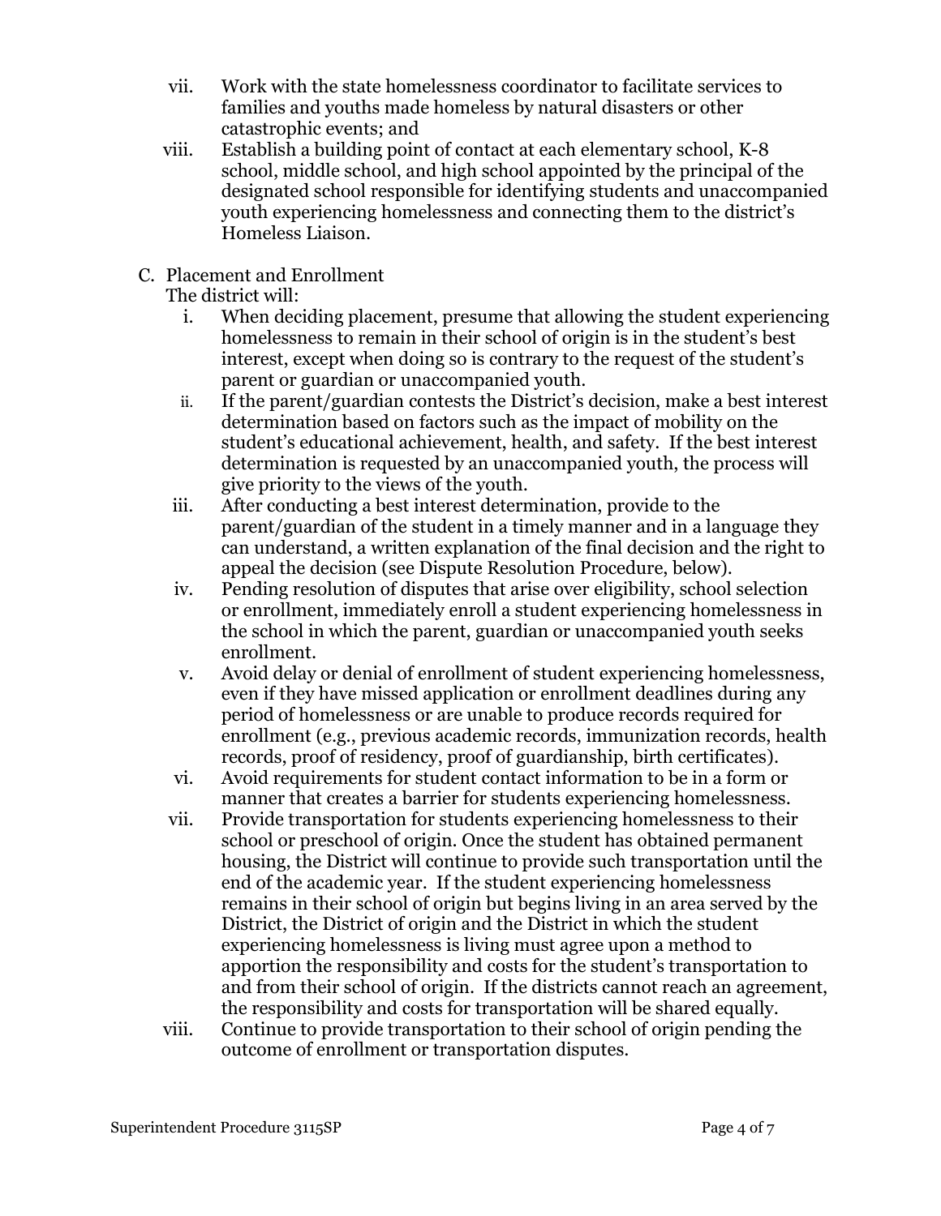vii. Work with the state homelessness coordinator to facilitate services to families and youths made homeless by natural disasters or other catastrophic events; and

viii. Establish a building point of contact at each elementary school, K-8 school, middle school, and high school appointed by the principal of the designated school responsible for identifying students and unaccompanied youth experiencing homelessness and connecting them to the district's Homeless Liaison.

C. Placement and Enrollment

The district will:

i. When deciding placement, presume that allowing the student experiencing homelessness to remain in their school of origin is in the student's best interest, except when doing so is contrary to the request of the student's parent or guardian or unaccompanied youth.

ii. If the parent/guardian contests the District's decision, make a best interest determination based on factors such as the impact of mobility on the student's educational achievement, health, and safety. If the best interest determination is requested by an unaccompanied youth, the process will give priority to the views of the youth.

iii. After conducting a best interest determination, provide to the parent/guardian of the student in a timely manner and in a language they can understand, a written explanation of the final decision and the right to appeal the decision (see Dispute Resolution Procedure, below).

iv. Pending resolution of disputes that arise over eligibility, school selection or enrollment, immediately enroll a student experiencing homelessness in the school in which the parent, guardian or unaccompanied youth seeks enrollment.

v. Avoid delay or denial of enrollment of student experiencing homelessness, even if they have missed application or enrollment deadlines during any period of homelessness or are unable to produce records required for enrollment (e.g., previous academic records, immunization records, health records, proof of residency, proof of guardianship, birth certificates).

vi. Avoid requirements for student contact information to be in a form or manner that creates a barrier for students experiencing homelessness.

vii. Provide transportation for students experiencing homelessness to their school or preschool of origin. Once the student has obtained permanent housing, the District will continue to provide such transportation until the end of the academic year. If the student experiencing homelessness remains in their school of origin but begins living in an area served by the District, the District of origin and the District in which the student experiencing homelessness is living must agree upon a method to apportion the responsibility and costs for the student's transportation to and from their school of origin. If the districts cannot reach an agreement, the responsibility and costs for transportation will be shared equally.

viii. Continue to provide transportation to their school of origin pending the outcome of enrollment or transportation disputes.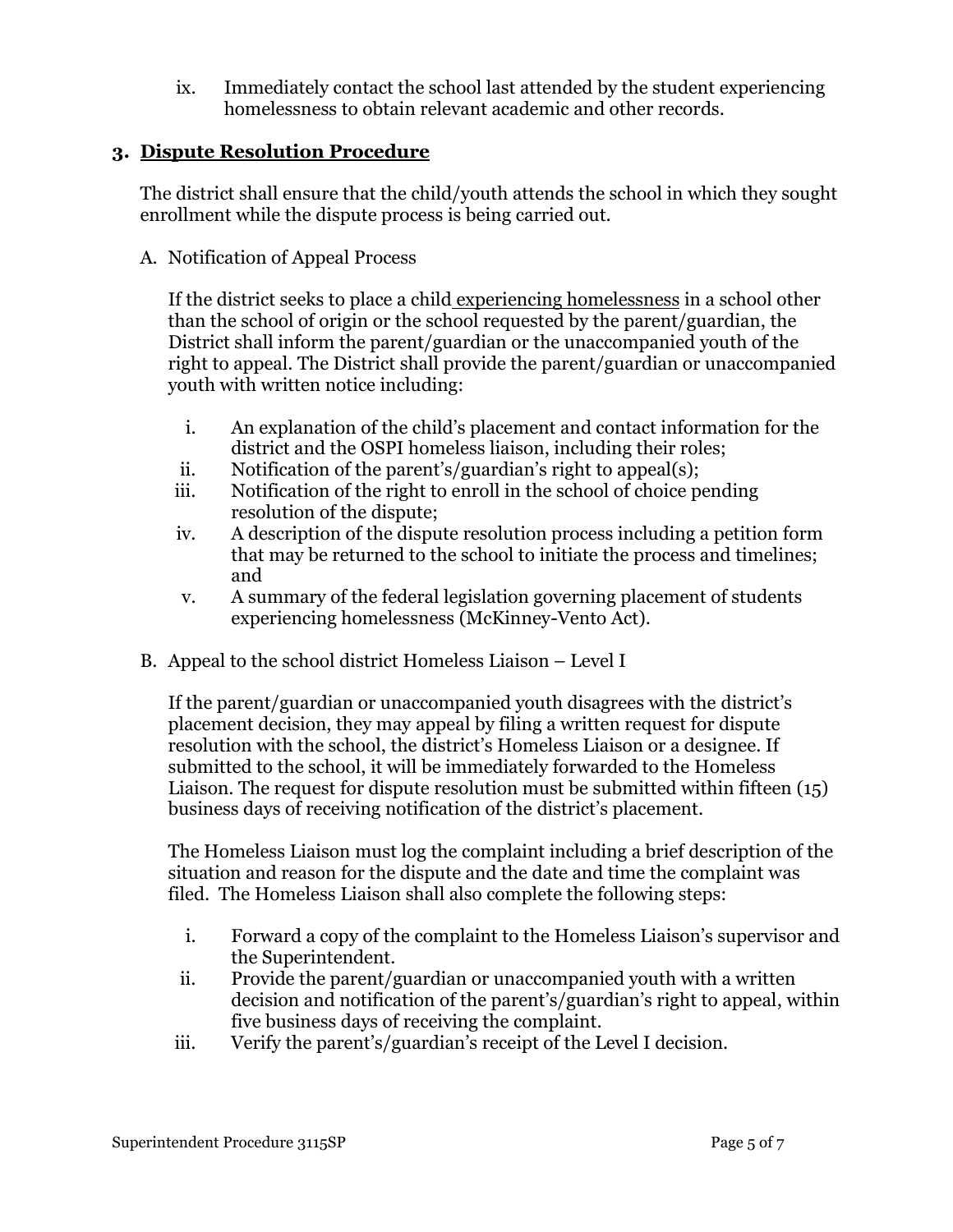ix. Immediately contact the school last attended by the student experiencing homelessness to obtain relevant academic and other records.

## 3. Dispute Resolution Procedure

The district shall ensure that the child/youth attends the school in which they sought enrollment while the dispute process is being carried out.

A. Notification of Appeal Process

If the district seeks to place a child experiencing homelessness in a school other than the school of origin or the school requested by the parent/guardian, the District shall inform the parent/guardian or the unaccompanied youth of the right to appeal. The District shall provide the parent/guardian or unaccompanied youth with written notice including:

i. An explanation of the child's placement and contact information for the district and the OSPI homeless liaison, including their roles;
ii. Notification of the parent's/guardian's right to appeal(s);
iii. Notification of the right to enroll in the school of choice pending resolution of the dispute;
iv. A description of the dispute resolution process including a petition form that may be returned to the school to initiate the process and timelines; and
v. A summary of the federal legislation governing placement of students experiencing homelessness (McKinney-Vento Act).

B. Appeal to the school district Homeless Liaison – Level I

If the parent/guardian or unaccompanied youth disagrees with the district's placement decision, they may appeal by filing a written request for dispute resolution with the school, the district's Homeless Liaison or a designee. If submitted to the school, it will be immediately forwarded to the Homeless Liaison. The request for dispute resolution must be submitted within fifteen (15) business days of receiving notification of the district's placement.

The Homeless Liaison must log the complaint including a brief description of the situation and reason for the dispute and the date and time the complaint was filed. The Homeless Liaison shall also complete the following steps:

i. Forward a copy of the complaint to the Homeless Liaison's supervisor and the Superintendent.
ii. Provide the parent/guardian or unaccompanied youth with a written decision and notification of the parent's/guardian's right to appeal, within five business days of receiving the complaint.
iii. Verify the parent's/guardian's receipt of the Level I decision.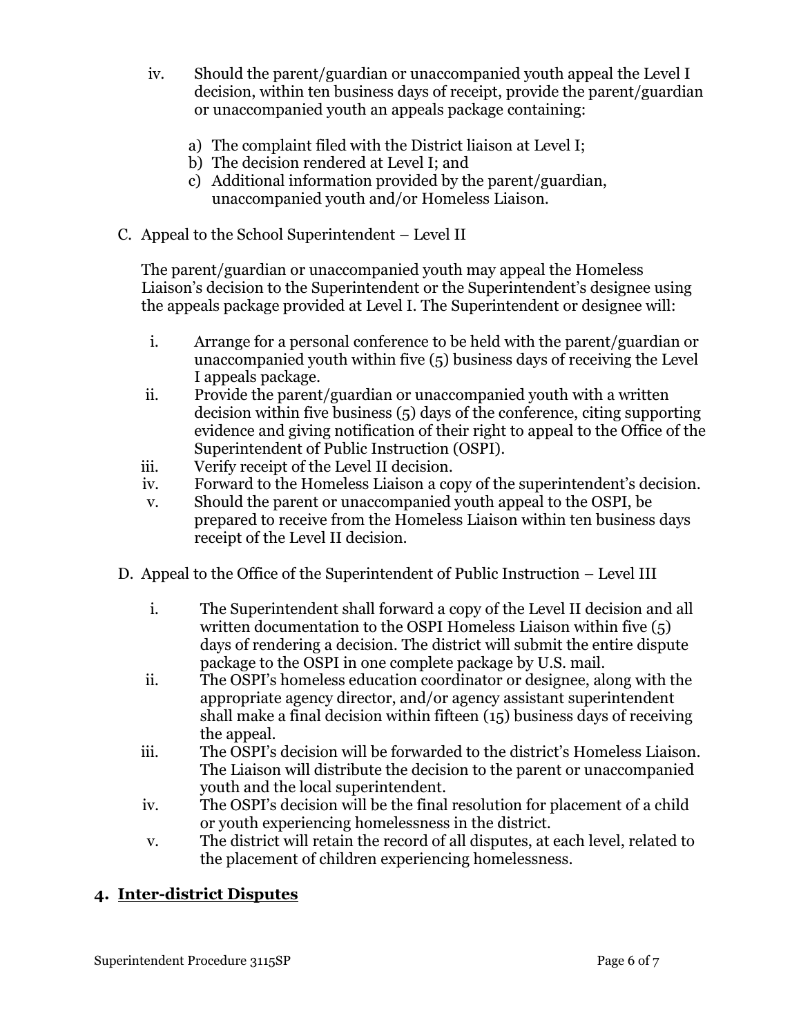iv. Should the parent/guardian or unaccompanied youth appeal the Level I decision, within ten business days of receipt, provide the parent/guardian or unaccompanied youth an appeals package containing:

   a) The complaint filed with the District liaison at Level I;
   b) The decision rendered at Level I; and
   c) Additional information provided by the parent/guardian, unaccompanied youth and/or Homeless Liaison.

C. Appeal to the School Superintendent – Level II

The parent/guardian or unaccompanied youth may appeal the Homeless Liaison's decision to the Superintendent or the Superintendent's designee using the appeals package provided at Level I. The Superintendent or designee will:

i. Arrange for a personal conference to be held with the parent/guardian or unaccompanied youth within five (5) business days of receiving the Level I appeals package.
ii. Provide the parent/guardian or unaccompanied youth with a written decision within five business (5) days of the conference, citing supporting evidence and giving notification of their right to appeal to the Office of the Superintendent of Public Instruction (OSPI).
iii. Verify receipt of the Level II decision.
iv. Forward to the Homeless Liaison a copy of the superintendent's decision.
v. Should the parent or unaccompanied youth appeal to the OSPI, be prepared to receive from the Homeless Liaison within ten business days receipt of the Level II decision.

D. Appeal to the Office of the Superintendent of Public Instruction – Level III

i. The Superintendent shall forward a copy of the Level II decision and all written documentation to the OSPI Homeless Liaison within five (5) days of rendering a decision. The district will submit the entire dispute package to the OSPI in one complete package by U.S. mail.
ii. The OSPI's homeless education coordinator or designee, along with the appropriate agency director, and/or agency assistant superintendent shall make a final decision within fifteen (15) business days of receiving the appeal.
iii. The OSPI's decision will be forwarded to the district's Homeless Liaison. The Liaison will distribute the decision to the parent or unaccompanied youth and the local superintendent.
iv. The OSPI's decision will be the final resolution for placement of a child or youth experiencing homelessness in the district.
v. The district will retain the record of all disputes, at each level, related to the placement of children experiencing homelessness.

## 4. <u>Inter-district Disputes</u>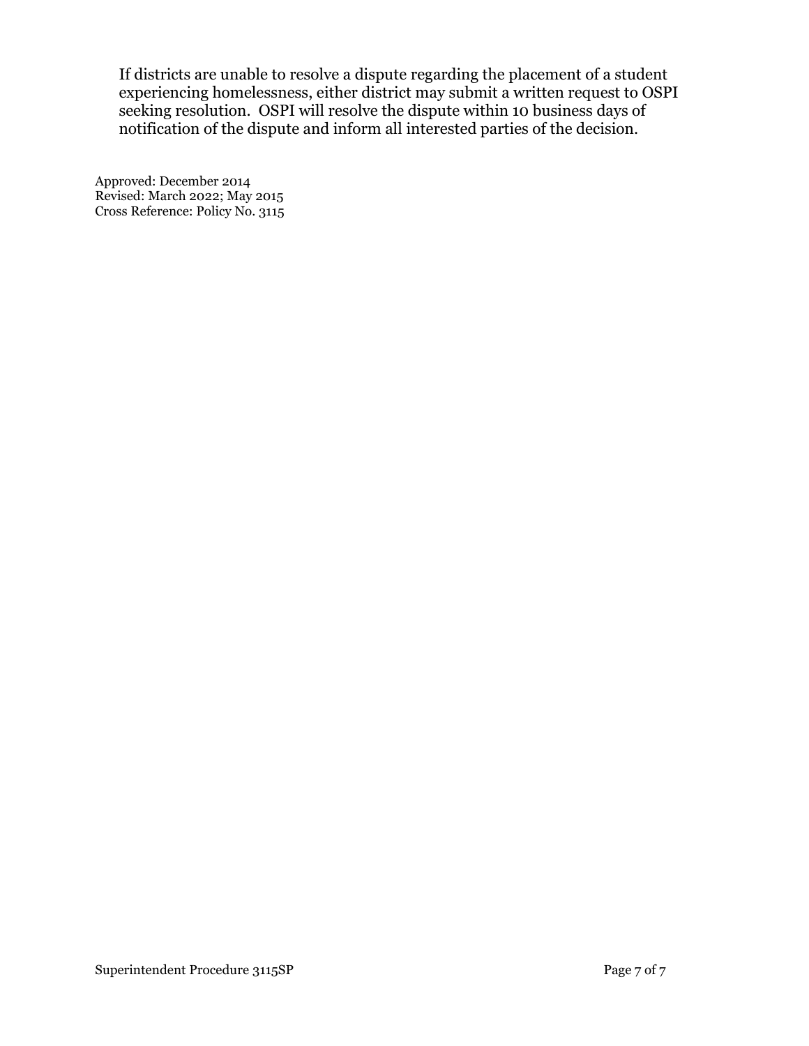If districts are unable to resolve a dispute regarding the placement of a student experiencing homelessness, either district may submit a written request to OSPI seeking resolution. OSPI will resolve the dispute within 10 business days of notification of the dispute and inform all interested parties of the decision.

Approved: December 2014
Revised: March 2022; May 2015
Cross Reference: Policy No. 3115